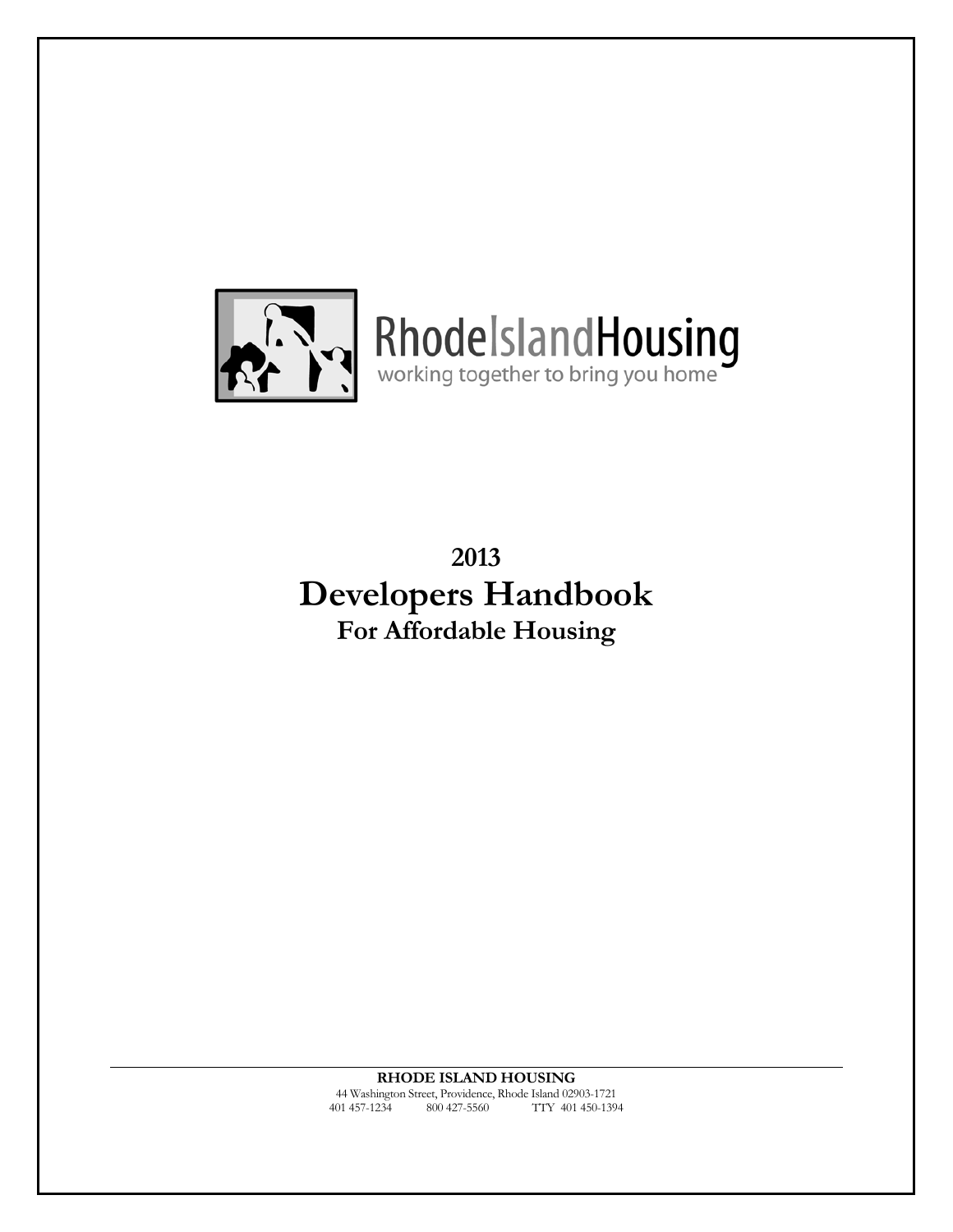RhodeIslandHousing
working together to bring you home

# 2013
# Developers Handbook
## For Affordable Housing

---

**RHODE ISLAND HOUSING**
44 Washington Street, Providence, Rhode Island 02903-1721
401 457-1234 800 427-5560 TTY 401 450-1394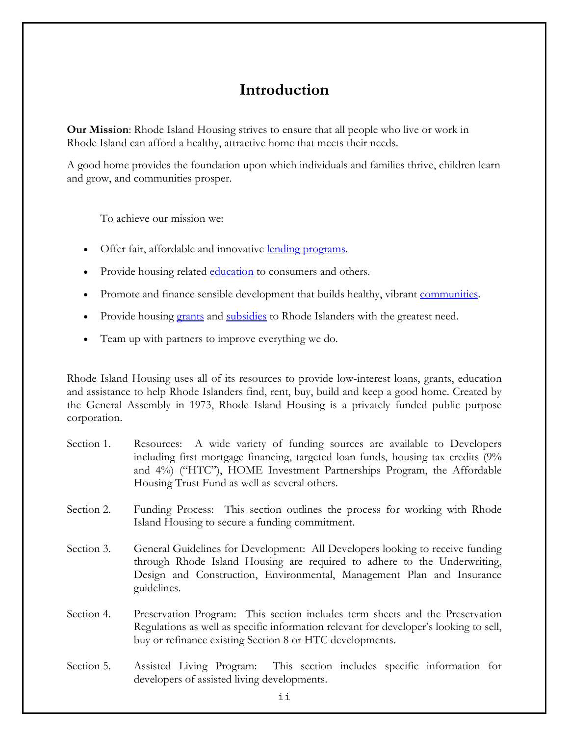# Introduction

**Our Mission**: Rhode Island Housing strives to ensure that all people who live or work in Rhode Island can afford a healthy, attractive home that meets their needs.

A good home provides the foundation upon which individuals and families thrive, children learn and grow, and communities prosper.

To achieve our mission we:

- Offer fair, affordable and innovative lending programs.
- Provide housing related education to consumers and others.
- Promote and finance sensible development that builds healthy, vibrant communities.
- Provide housing grants and subsidies to Rhode Islanders with the greatest need.
- Team up with partners to improve everything we do.

Rhode Island Housing uses all of its resources to provide low-interest loans, grants, education and assistance to help Rhode Islanders find, rent, buy, build and keep a good home. Created by the General Assembly in 1973, Rhode Island Housing is a privately funded public purpose corporation.

Section 1. Resources: A wide variety of funding sources are available to Developers including first mortgage financing, targeted loan funds, housing tax credits (9% and 4%) ("HTC"), HOME Investment Partnerships Program, the Affordable Housing Trust Fund as well as several others.

Section 2. Funding Process: This section outlines the process for working with Rhode Island Housing to secure a funding commitment.

Section 3. General Guidelines for Development: All Developers looking to receive funding through Rhode Island Housing are required to adhere to the Underwriting, Design and Construction, Environmental, Management Plan and Insurance guidelines.

Section 4. Preservation Program: This section includes term sheets and the Preservation Regulations as well as specific information relevant for developer's looking to sell, buy or refinance existing Section 8 or HTC developments.

Section 5. Assisted Living Program: This section includes specific information for developers of assisted living developments.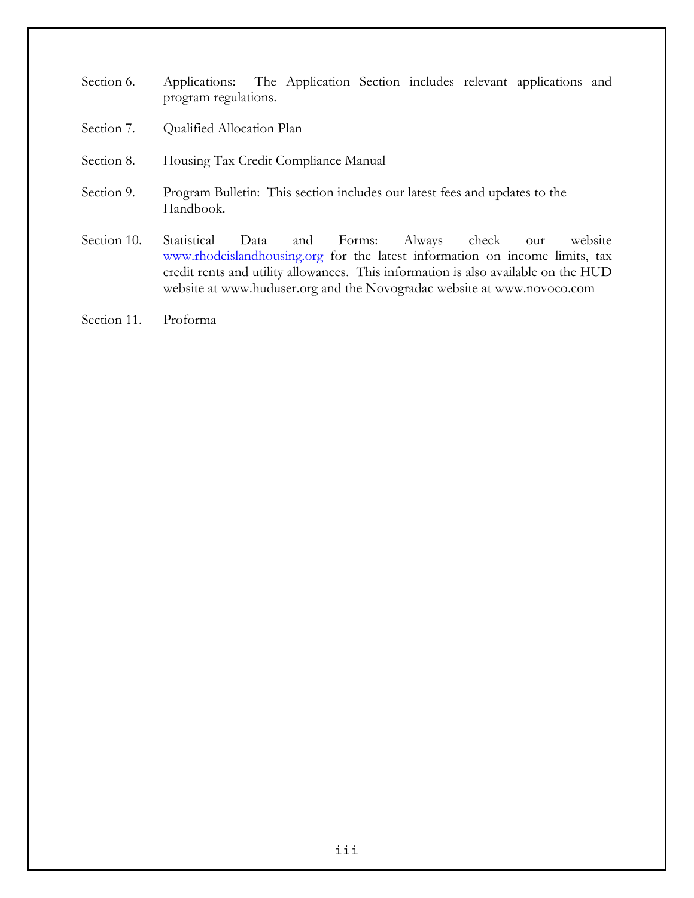Section 6. Applications: The Application Section includes relevant applications and program regulations.

Section 7. Qualified Allocation Plan

Section 8. Housing Tax Credit Compliance Manual

Section 9. Program Bulletin: This section includes our latest fees and updates to the Handbook.

Section 10. Statistical Data and Forms: Always check our website www.rhodeislandhousing.org for the latest information on income limits, tax credit rents and utility allowances. This information is also available on the HUD website at www.huduser.org and the Novogradac website at www.novoco.com

Section 11. Proforma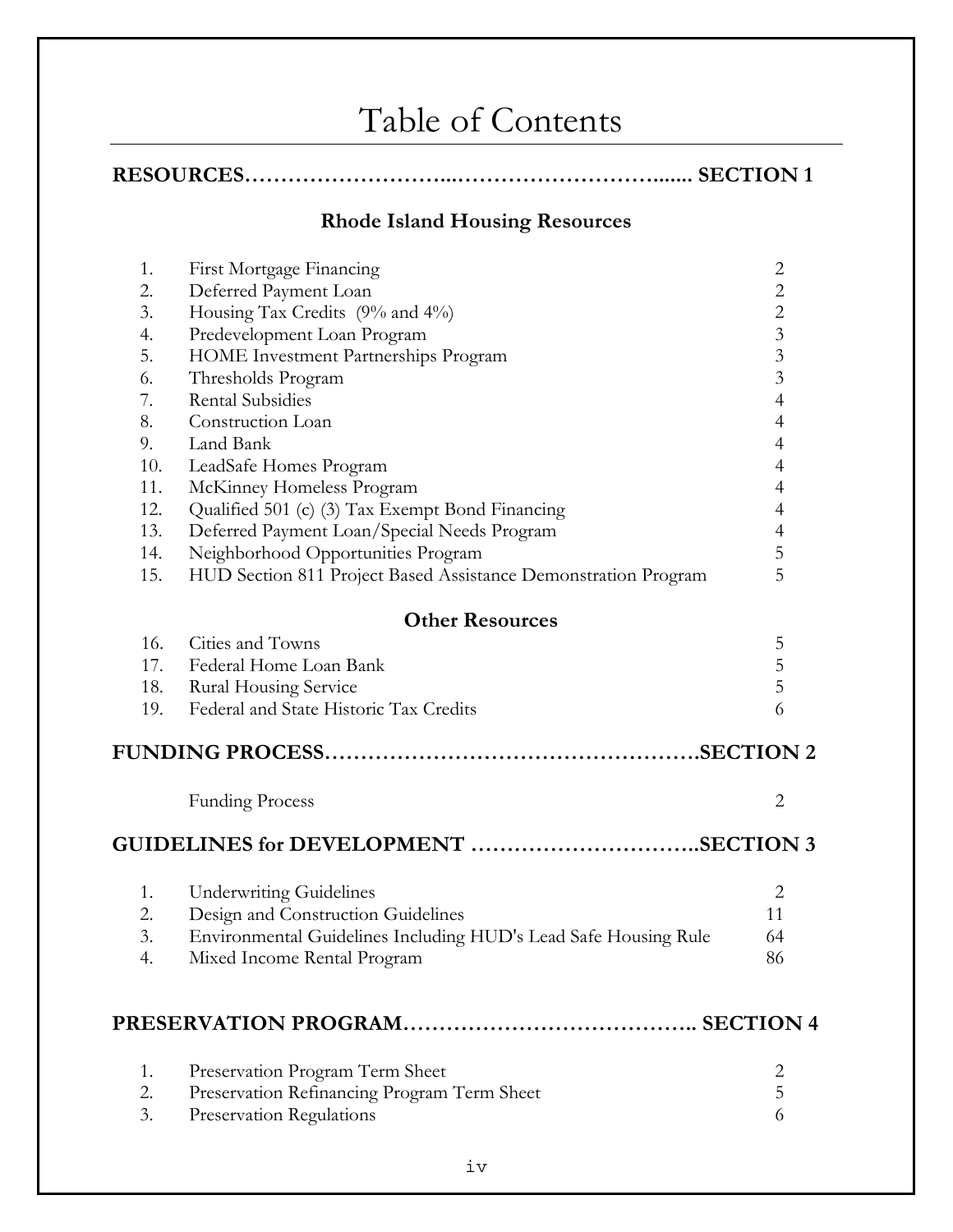# Table of Contents

## RESOURCES…………………………...…………………………....... SECTION 1

### Rhode Island Housing Resources

| | | |
|---|---|---|
| 1. | First Mortgage Financing | 2 |
| 2. | Deferred Payment Loan | 2 |
| 3. | Housing Tax Credits (9% and 4%) | 2 |
| 4. | Predevelopment Loan Program | 3 |
| 5. | HOME Investment Partnerships Program | 3 |
| 6. | Thresholds Program | 3 |
| 7. | Rental Subsidies | 4 |
| 8. | Construction Loan | 4 |
| 9. | Land Bank | 4 |
| 10. | LeadSafe Homes Program | 4 |
| 11. | McKinney Homeless Program | 4 |
| 12. | Qualified 501 (c) (3) Tax Exempt Bond Financing | 4 |
| 13. | Deferred Payment Loan/Special Needs Program | 4 |
| 14. | Neighborhood Opportunities Program | 5 |
| 15. | HUD Section 811 Project Based Assistance Demonstration Program | 5 |

### Other Resources

| | | |
|---|---|---|
| 16. | Cities and Towns | 5 |
| 17. | Federal Home Loan Bank | 5 |
| 18. | Rural Housing Service | 5 |
| 19. | Federal and State Historic Tax Credits | 6 |

## FUNDING PROCESS…………………………………………….SECTION 2

| | |
|---|---|
| Funding Process | 2 |

## GUIDELINES for DEVELOPMENT …………………………..SECTION 3

| | | |
|---|---|---|
| 1. | Underwriting Guidelines | 2 |
| 2. | Design and Construction Guidelines | 11 |
| 3. | Environmental Guidelines Including HUD's Lead Safe Housing Rule | 64 |
| 4. | Mixed Income Rental Program | 86 |

## PRESERVATION PROGRAM………………………………….. SECTION 4

| | | |
|---|---|---|
| 1. | Preservation Program Term Sheet | 2 |
| 2. | Preservation Refinancing Program Term Sheet | 5 |
| 3. | Preservation Regulations | 6 |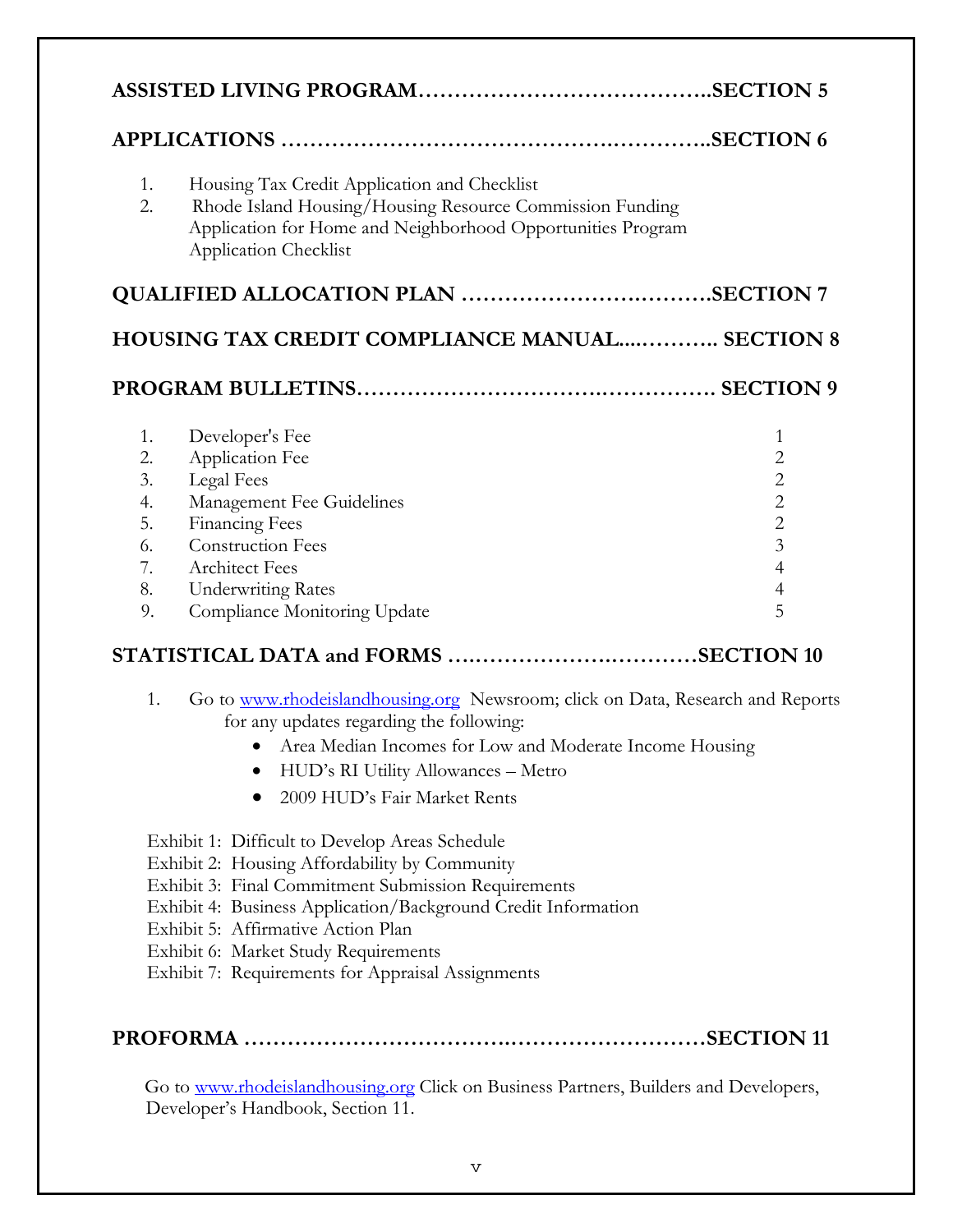**ASSISTED LIVING PROGRAM…………………………………..SECTION 5**

**APPLICATIONS ………………………………….…………..SECTION 6**

1. Housing Tax Credit Application and Checklist
2. Rhode Island Housing/Housing Resource Commission Funding Application for Home and Neighborhood Opportunities Program Application Checklist

**QUALIFIED ALLOCATION PLAN ……………………….……….SECTION 7**

**HOUSING TAX CREDIT COMPLIANCE MANUAL....……….. SECTION 8**

**PROGRAM BULLETINS…………………………….……………. SECTION 9**

| | | |
|---|---|---|
| 1. | Developer's Fee | 1 |
| 2. | Application Fee | 2 |
| 3. | Legal Fees | 2 |
| 4. | Management Fee Guidelines | 2 |
| 5. | Financing Fees | 2 |
| 6. | Construction Fees | 3 |
| 7. | Architect Fees | 4 |
| 8. | Underwriting Rates | 4 |
| 9. | Compliance Monitoring Update | 5 |

**STATISTICAL DATA and FORMS ….…………………….…………SECTION 10**

1. Go to www.rhodeislandhousing.org Newsroom; click on Data, Research and Reports for any updates regarding the following:
   - Area Median Incomes for Low and Moderate Income Housing
   - HUD's RI Utility Allowances – Metro
   - 2009 HUD's Fair Market Rents

Exhibit 1: Difficult to Develop Areas Schedule
Exhibit 2: Housing Affordability by Community
Exhibit 3: Final Commitment Submission Requirements
Exhibit 4: Business Application/Background Credit Information
Exhibit 5: Affirmative Action Plan
Exhibit 6: Market Study Requirements
Exhibit 7: Requirements for Appraisal Assignments

**PROFORMA …………………………….………………………SECTION 11**

Go to www.rhodeislandhousing.org Click on Business Partners, Builders and Developers, Developer's Handbook, Section 11.